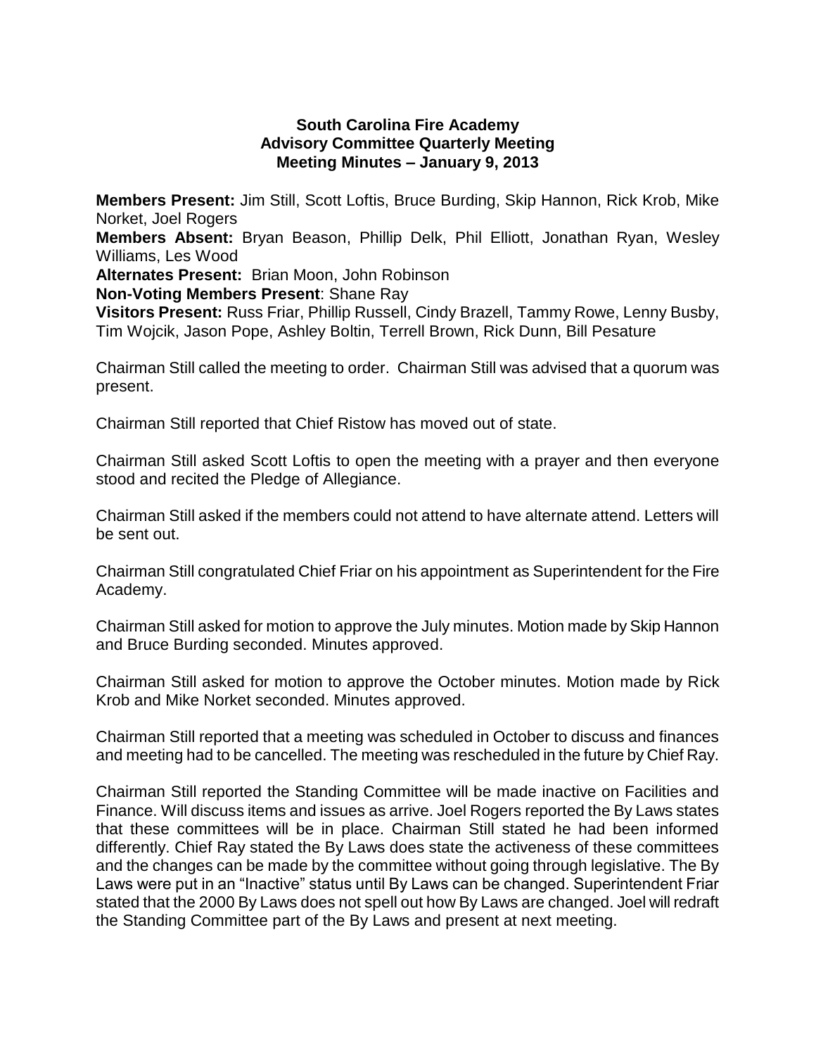**South Carolina Fire Academy**
**Advisory Committee Quarterly Meeting**
**Meeting Minutes – January 9, 2013**

**Members Present:** Jim Still, Scott Loftis, Bruce Burding, Skip Hannon, Rick Krob, Mike Norket, Joel Rogers
**Members Absent:** Bryan Beason, Phillip Delk, Phil Elliott, Jonathan Ryan, Wesley Williams, Les Wood
**Alternates Present:** Brian Moon, John Robinson
**Non-Voting Members Present**: Shane Ray
**Visitors Present:** Russ Friar, Phillip Russell, Cindy Brazell, Tammy Rowe, Lenny Busby, Tim Wojcik, Jason Pope, Ashley Boltin, Terrell Brown, Rick Dunn, Bill Pesature

Chairman Still called the meeting to order. Chairman Still was advised that a quorum was present.

Chairman Still reported that Chief Ristow has moved out of state.

Chairman Still asked Scott Loftis to open the meeting with a prayer and then everyone stood and recited the Pledge of Allegiance.

Chairman Still asked if the members could not attend to have alternate attend. Letters will be sent out.

Chairman Still congratulated Chief Friar on his appointment as Superintendent for the Fire Academy.

Chairman Still asked for motion to approve the July minutes. Motion made by Skip Hannon and Bruce Burding seconded. Minutes approved.

Chairman Still asked for motion to approve the October minutes. Motion made by Rick Krob and Mike Norket seconded. Minutes approved.

Chairman Still reported that a meeting was scheduled in October to discuss and finances and meeting had to be cancelled. The meeting was rescheduled in the future by Chief Ray.

Chairman Still reported the Standing Committee will be made inactive on Facilities and Finance. Will discuss items and issues as arrive. Joel Rogers reported the By Laws states that these committees will be in place. Chairman Still stated he had been informed differently. Chief Ray stated the By Laws does state the activeness of these committees and the changes can be made by the committee without going through legislative. The By Laws were put in an "Inactive" status until By Laws can be changed. Superintendent Friar stated that the 2000 By Laws does not spell out how By Laws are changed. Joel will redraft the Standing Committee part of the By Laws and present at next meeting.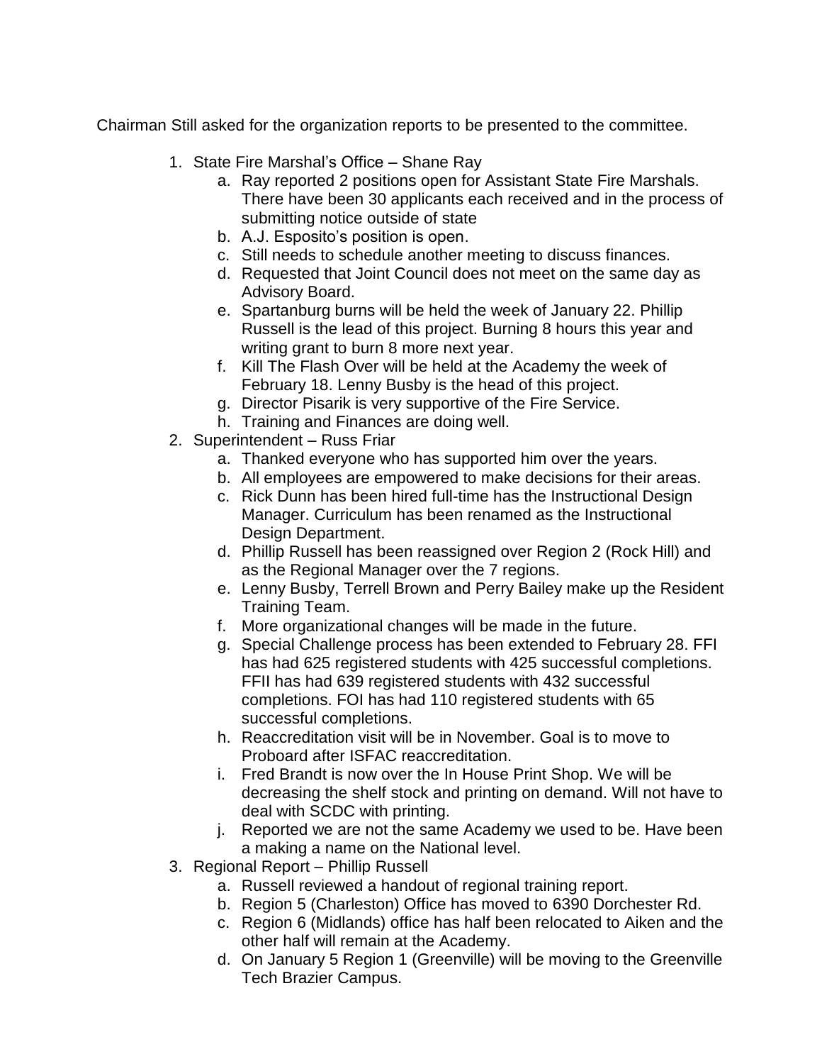Chairman Still asked for the organization reports to be presented to the committee.

1. State Fire Marshal's Office – Shane Ray
   a. Ray reported 2 positions open for Assistant State Fire Marshals. There have been 30 applicants each received and in the process of submitting notice outside of state
   b. A.J. Esposito's position is open.
   c. Still needs to schedule another meeting to discuss finances.
   d. Requested that Joint Council does not meet on the same day as Advisory Board.
   e. Spartanburg burns will be held the week of January 22. Phillip Russell is the lead of this project. Burning 8 hours this year and writing grant to burn 8 more next year.
   f. Kill The Flash Over will be held at the Academy the week of February 18. Lenny Busby is the head of this project.
   g. Director Pisarik is very supportive of the Fire Service.
   h. Training and Finances are doing well.
2. Superintendent – Russ Friar
   a. Thanked everyone who has supported him over the years.
   b. All employees are empowered to make decisions for their areas.
   c. Rick Dunn has been hired full-time has the Instructional Design Manager. Curriculum has been renamed as the Instructional Design Department.
   d. Phillip Russell has been reassigned over Region 2 (Rock Hill) and as the Regional Manager over the 7 regions.
   e. Lenny Busby, Terrell Brown and Perry Bailey make up the Resident Training Team.
   f. More organizational changes will be made in the future.
   g. Special Challenge process has been extended to February 28. FFI has had 625 registered students with 425 successful completions. FFII has had 639 registered students with 432 successful completions. FOI has had 110 registered students with 65 successful completions.
   h. Reaccreditation visit will be in November. Goal is to move to Proboard after ISFAC reaccreditation.
   i. Fred Brandt is now over the In House Print Shop. We will be decreasing the shelf stock and printing on demand. Will not have to deal with SCDC with printing.
   j. Reported we are not the same Academy we used to be. Have been a making a name on the National level.
3. Regional Report – Phillip Russell
   a. Russell reviewed a handout of regional training report.
   b. Region 5 (Charleston) Office has moved to 6390 Dorchester Rd.
   c. Region 6 (Midlands) office has half been relocated to Aiken and the other half will remain at the Academy.
   d. On January 5 Region 1 (Greenville) will be moving to the Greenville Tech Brazier Campus.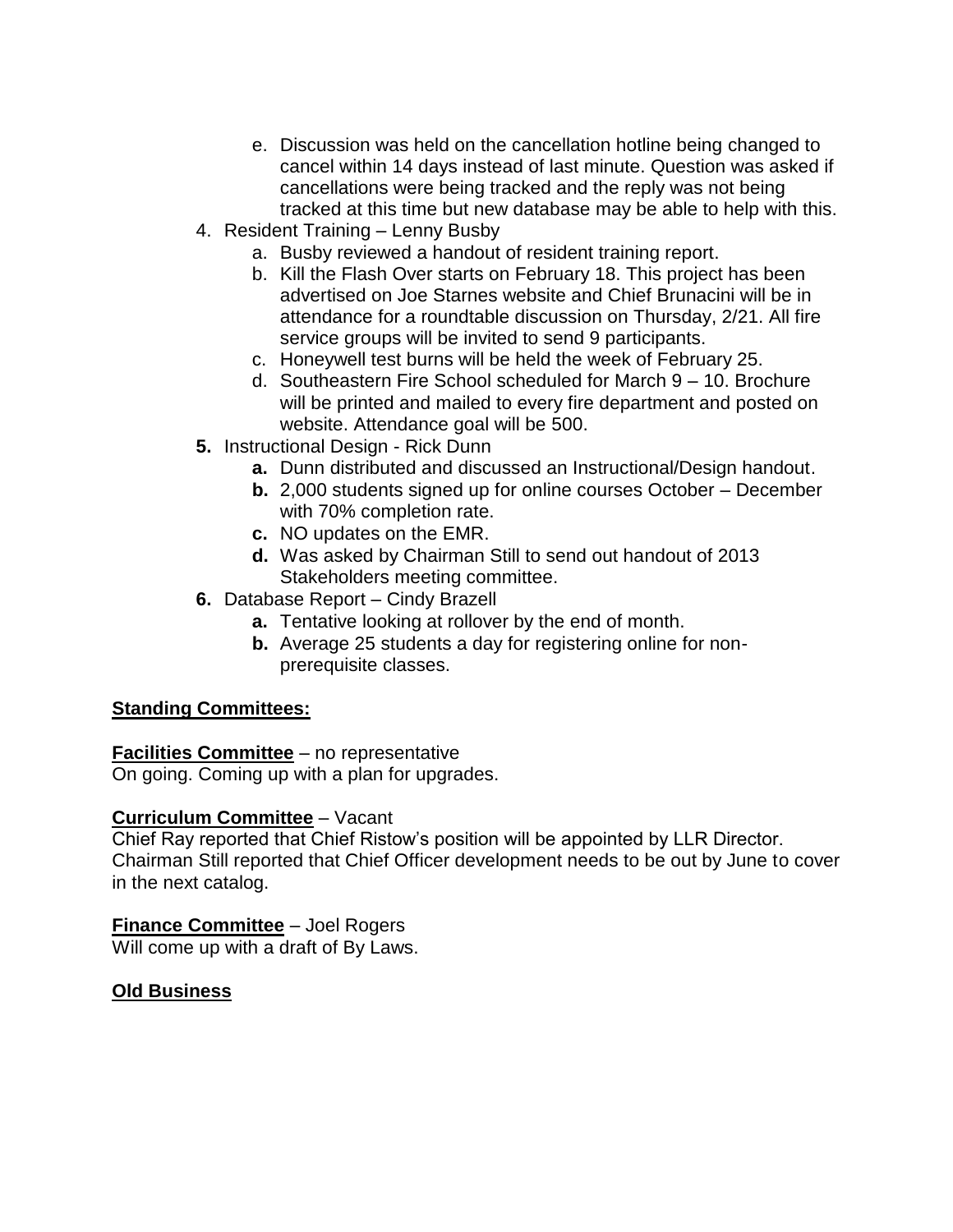e. Discussion was held on the cancellation hotline being changed to cancel within 14 days instead of last minute. Question was asked if cancellations were being tracked and the reply was not being tracked at this time but new database may be able to help with this.

4. Resident Training – Lenny Busby
   a. Busby reviewed a handout of resident training report.
   b. Kill the Flash Over starts on February 18. This project has been advertised on Joe Starnes website and Chief Brunacini will be in attendance for a roundtable discussion on Thursday, 2/21. All fire service groups will be invited to send 9 participants.
   c. Honeywell test burns will be held the week of February 25.
   d. Southeastern Fire School scheduled for March 9 – 10. Brochure will be printed and mailed to every fire department and posted on website. Attendance goal will be 500.

**5.** Instructional Design - Rick Dunn
   **a.** Dunn distributed and discussed an Instructional/Design handout.
   **b.** 2,000 students signed up for online courses October – December with 70% completion rate.
   **c.** NO updates on the EMR.
   **d.** Was asked by Chairman Still to send out handout of 2013 Stakeholders meeting committee.

**6.** Database Report – Cindy Brazell
   **a.** Tentative looking at rollover by the end of month.
   **b.** Average 25 students a day for registering online for non-prerequisite classes.

**<u>Standing Committees:</u>**

**<u>Facilities Committee</u>** – no representative
On going. Coming up with a plan for upgrades.

**<u>Curriculum Committee</u>** – Vacant
Chief Ray reported that Chief Ristow's position will be appointed by LLR Director. Chairman Still reported that Chief Officer development needs to be out by June to cover in the next catalog.

**<u>Finance Committee</u>** – Joel Rogers
Will come up with a draft of By Laws.

**<u>Old Business</u>**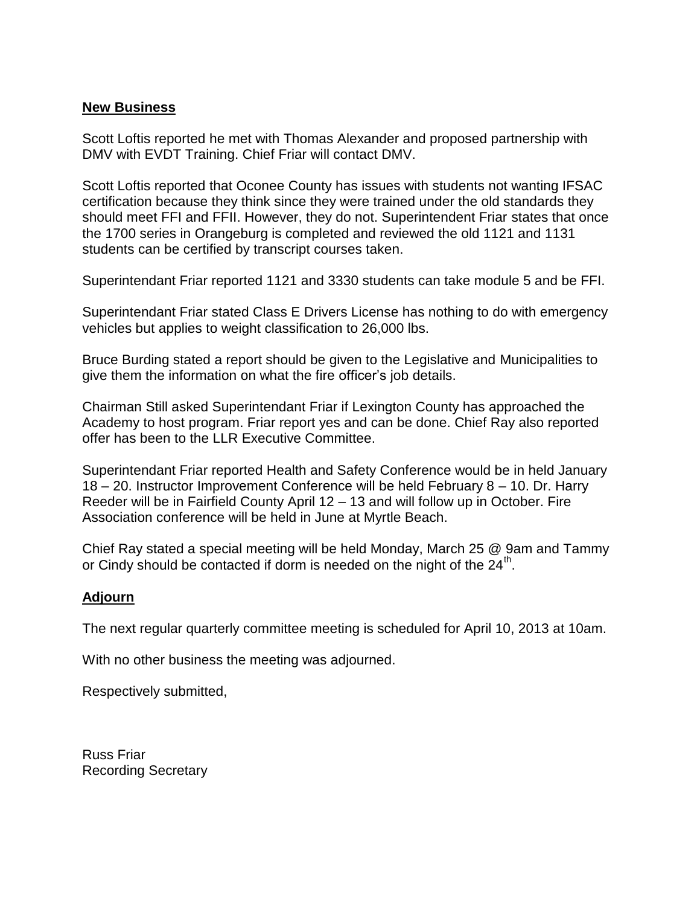## New Business

Scott Loftis reported he met with Thomas Alexander and proposed partnership with DMV with EVDT Training. Chief Friar will contact DMV.

Scott Loftis reported that Oconee County has issues with students not wanting IFSAC certification because they think since they were trained under the old standards they should meet FFI and FFII. However, they do not. Superintendent Friar states that once the 1700 series in Orangeburg is completed and reviewed the old 1121 and 1131 students can be certified by transcript courses taken.

Superintendant Friar reported 1121 and 3330 students can take module 5 and be FFI.

Superintendant Friar stated Class E Drivers License has nothing to do with emergency vehicles but applies to weight classification to 26,000 lbs.

Bruce Burding stated a report should be given to the Legislative and Municipalities to give them the information on what the fire officer's job details.

Chairman Still asked Superintendant Friar if Lexington County has approached the Academy to host program. Friar report yes and can be done. Chief Ray also reported offer has been to the LLR Executive Committee.

Superintendant Friar reported Health and Safety Conference would be in held January 18 – 20. Instructor Improvement Conference will be held February 8 – 10. Dr. Harry Reeder will be in Fairfield County April 12 – 13 and will follow up in October. Fire Association conference will be held in June at Myrtle Beach.

Chief Ray stated a special meeting will be held Monday, March 25 @ 9am and Tammy or Cindy should be contacted if dorm is needed on the night of the 24th.

## Adjourn

The next regular quarterly committee meeting is scheduled for April 10, 2013 at 10am.

With no other business the meeting was adjourned.

Respectively submitted,

Russ Friar
Recording Secretary